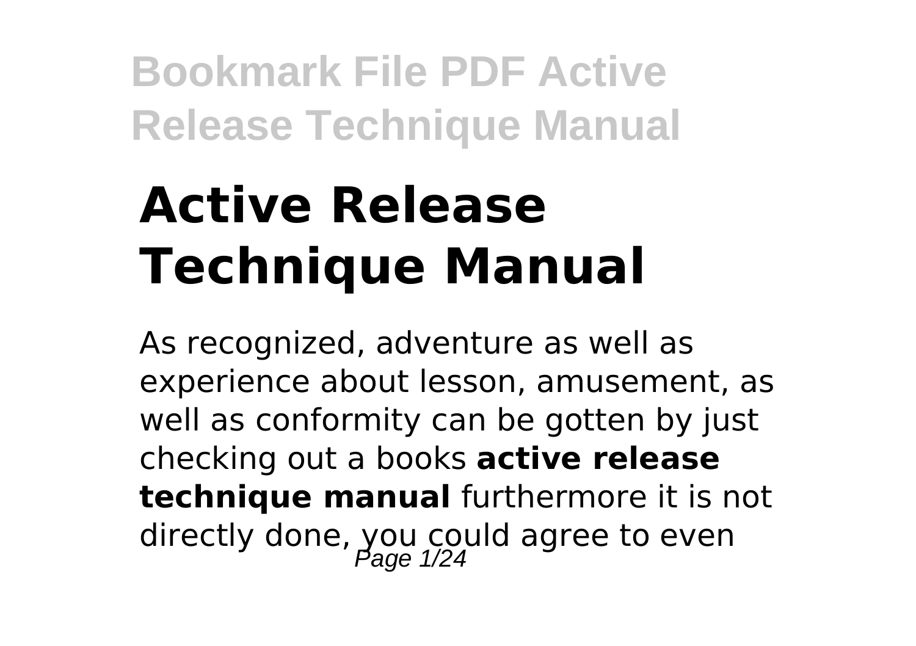# Active Release Technique Manual

As recognized, adventure as well as experience about lesson, amusement, as well as conformity can be gotten by just checking out a books **active release technique manual** furthermore it is not directly done, you could agree to even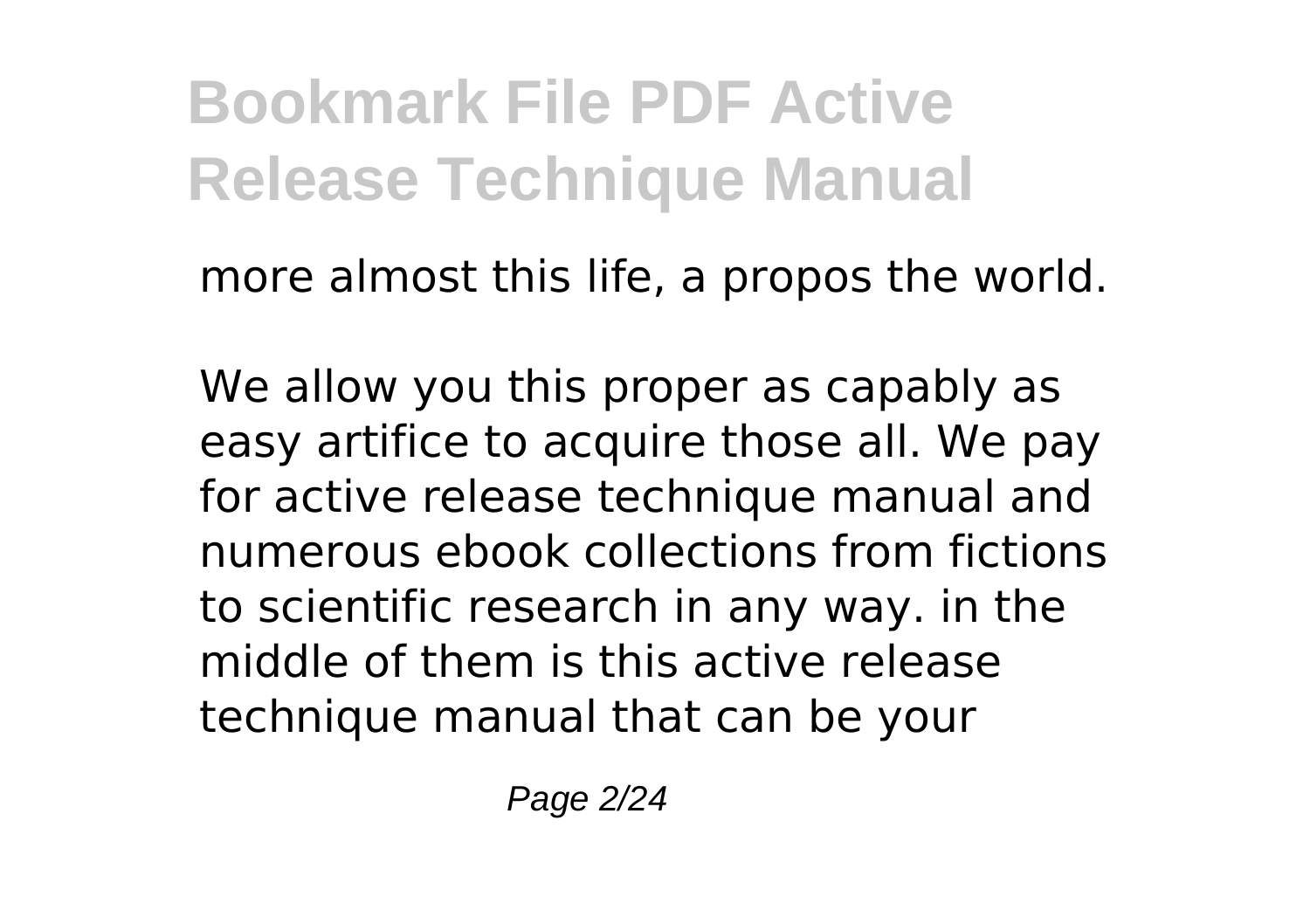more almost this life, a propos the world.

We allow you this proper as capably as easy artifice to acquire those all. We pay for active release technique manual and numerous ebook collections from fictions to scientific research in any way. in the middle of them is this active release technique manual that can be your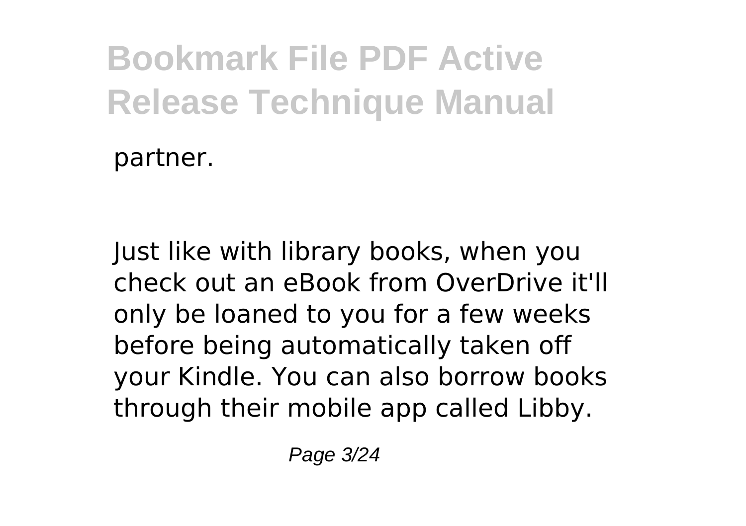partner.

Just like with library books, when you check out an eBook from OverDrive it'll only be loaned to you for a few weeks before being automatically taken off your Kindle. You can also borrow books through their mobile app called Libby.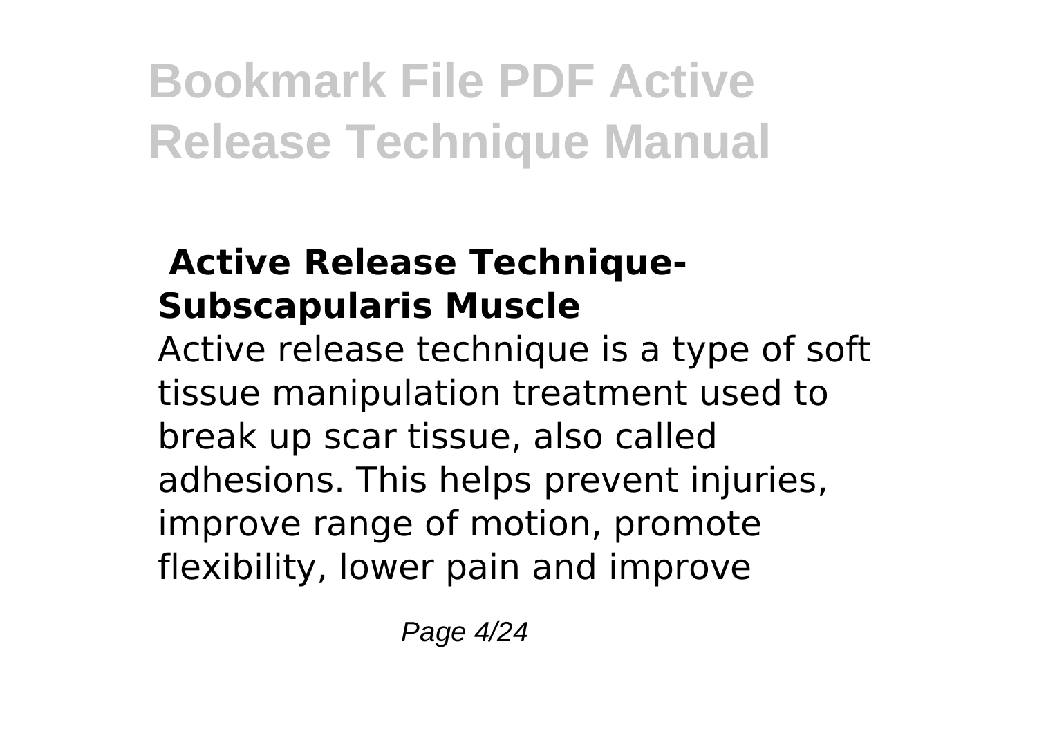## Active Release Technique- Subscapularis Muscle

Active release technique is a type of soft tissue manipulation treatment used to break up scar tissue, also called adhesions. This helps prevent injuries, improve range of motion, promote flexibility, lower pain and improve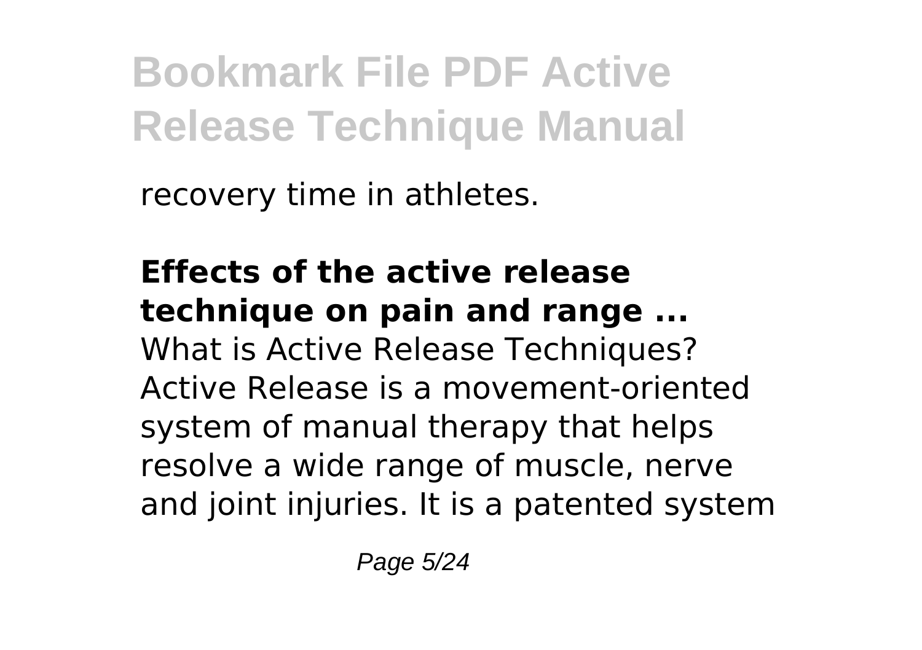recovery time in athletes.

**Effects of the active release technique on pain and range ...**

What is Active Release Techniques? Active Release is a movement-oriented system of manual therapy that helps resolve a wide range of muscle, nerve and joint injuries. It is a patented system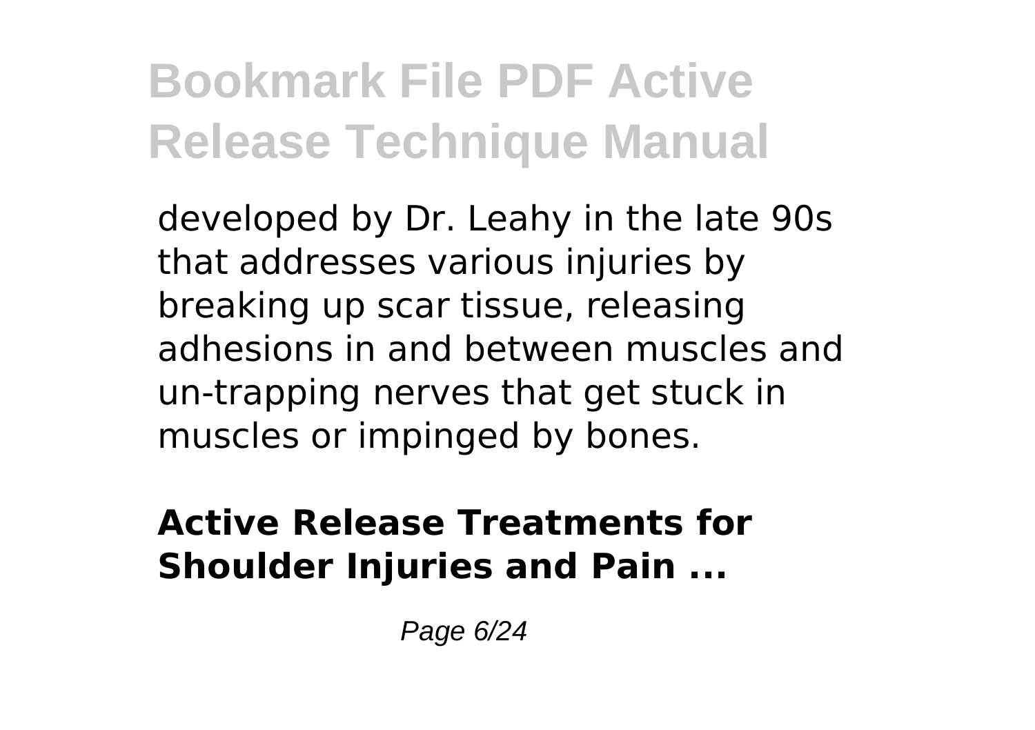developed by Dr. Leahy in the late 90s that addresses various injuries by breaking up scar tissue, releasing adhesions in and between muscles and un-trapping nerves that get stuck in muscles or impinged by bones.

**Active Release Treatments for Shoulder Injuries and Pain ...**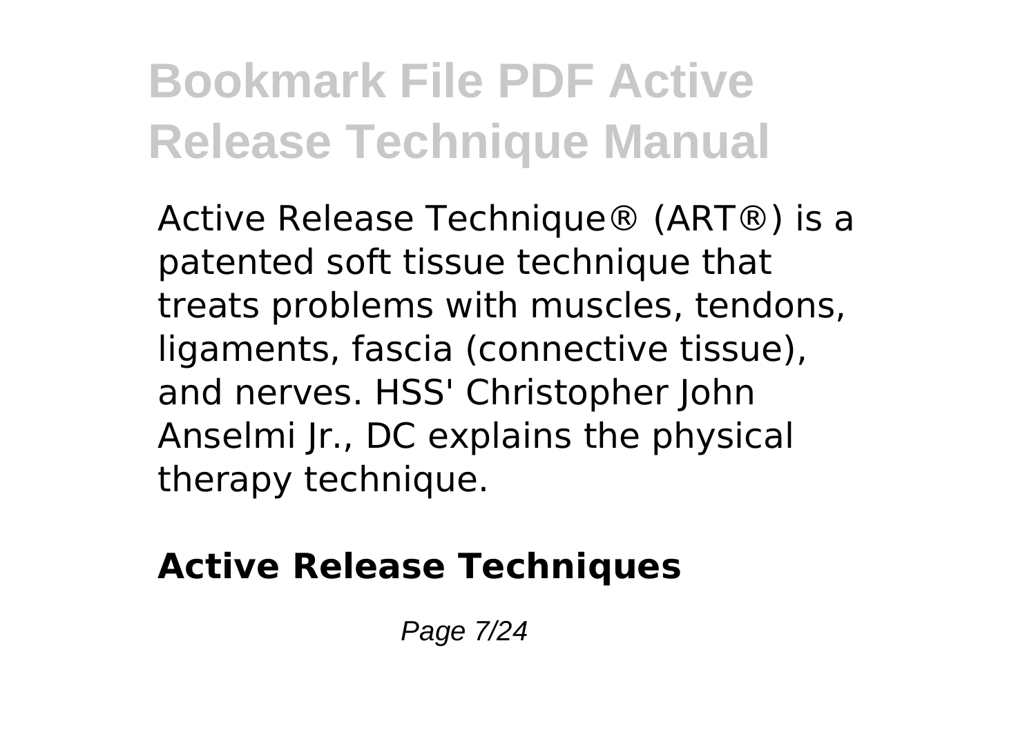Active Release Technique® (ART®) is a patented soft tissue technique that treats problems with muscles, tendons, ligaments, fascia (connective tissue), and nerves. HSS' Christopher John Anselmi Jr., DC explains the physical therapy technique.

**Active Release Techniques**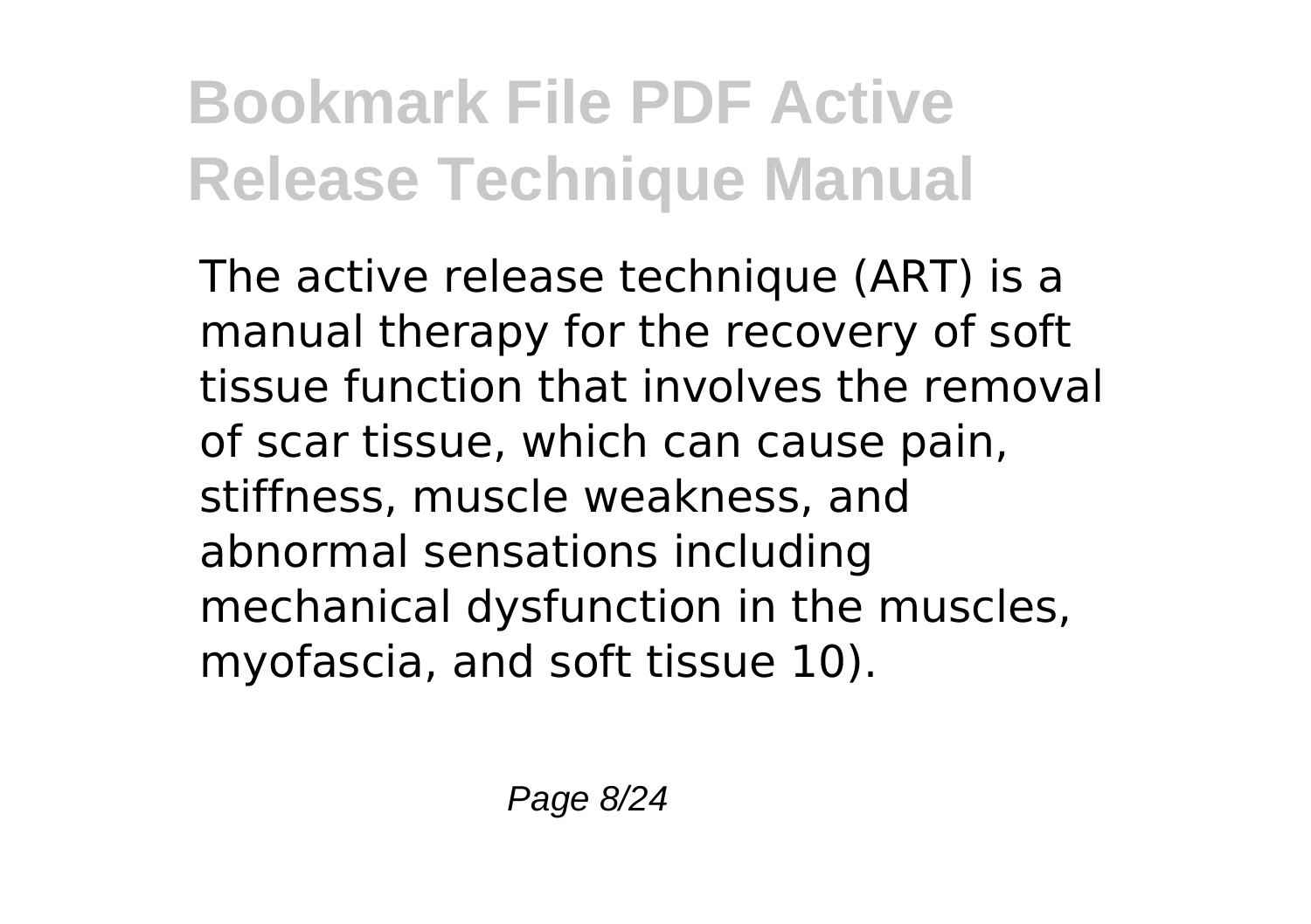The active release technique (ART) is a manual therapy for the recovery of soft tissue function that involves the removal of scar tissue, which can cause pain, stiffness, muscle weakness, and abnormal sensations including mechanical dysfunction in the muscles, myofascia, and soft tissue 10).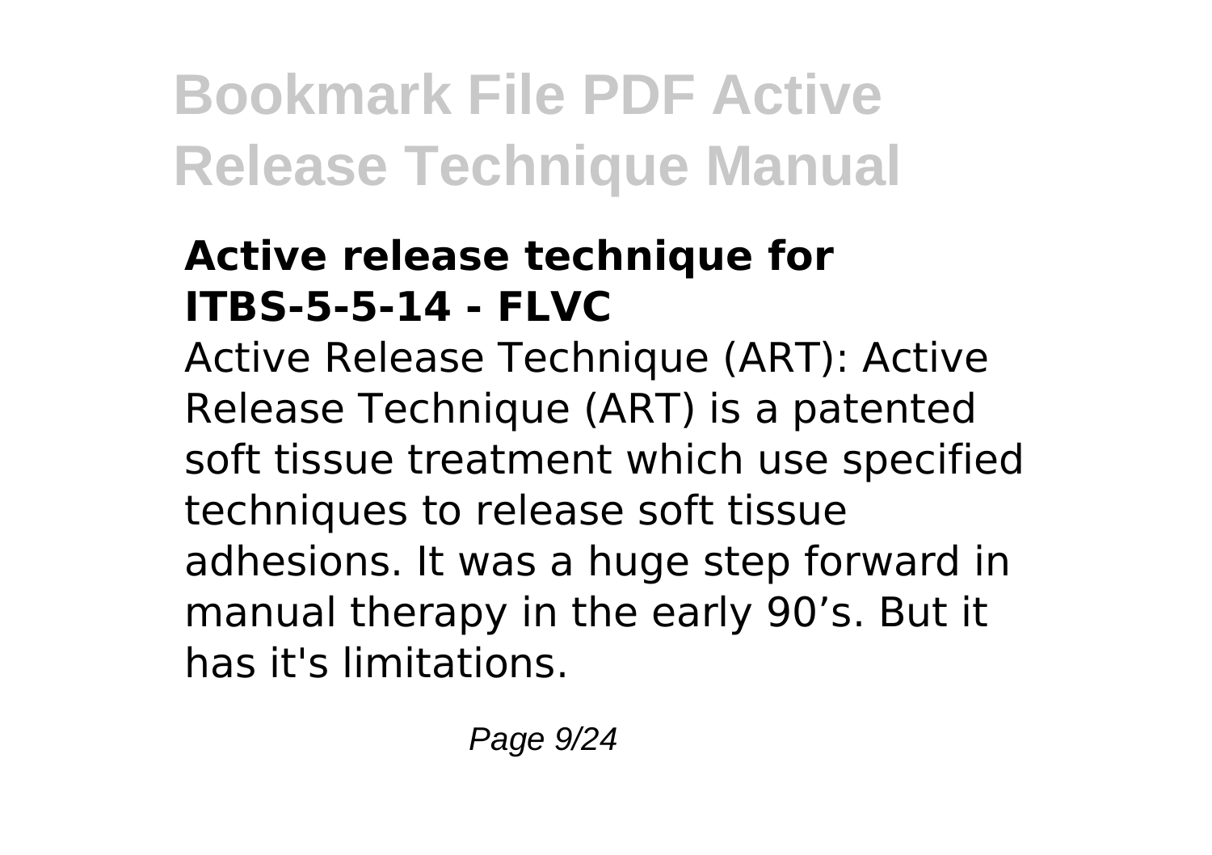### Active release technique for ITBS-5-5-14 - FLVC

Active Release Technique (ART): Active Release Technique (ART) is a patented soft tissue treatment which use specified techniques to release soft tissue adhesions. It was a huge step forward in manual therapy in the early 90’s. But it has it's limitations.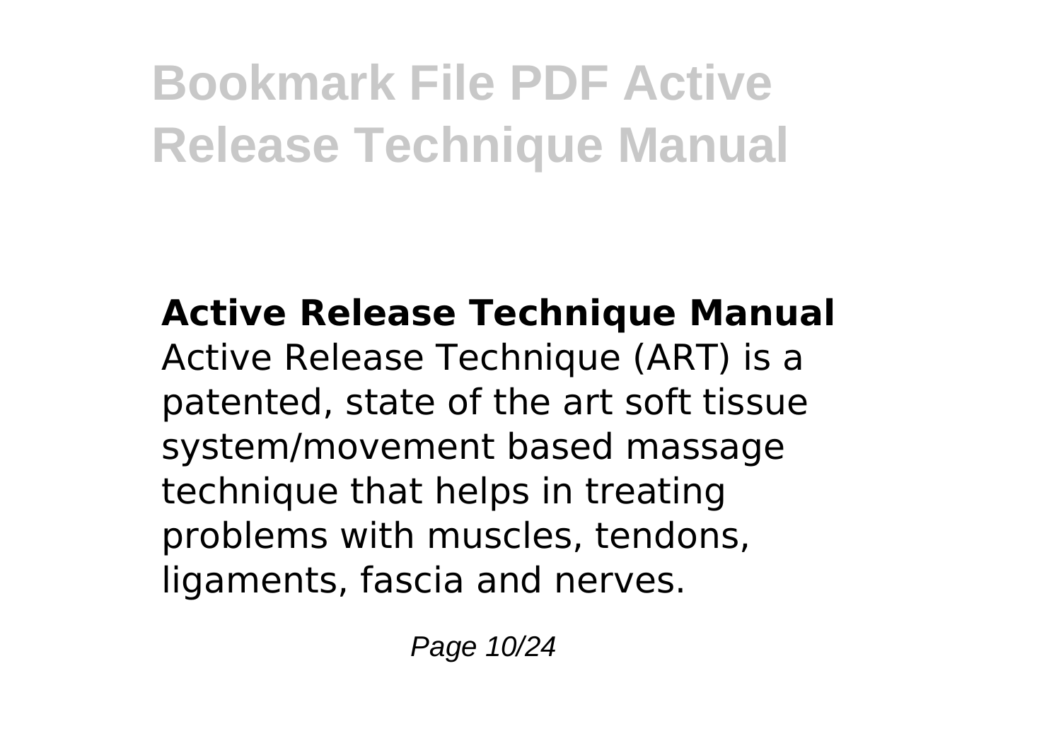**Active Release Technique Manual**

Active Release Technique (ART) is a patented, state of the art soft tissue system/movement based massage technique that helps in treating problems with muscles, tendons, ligaments, fascia and nerves.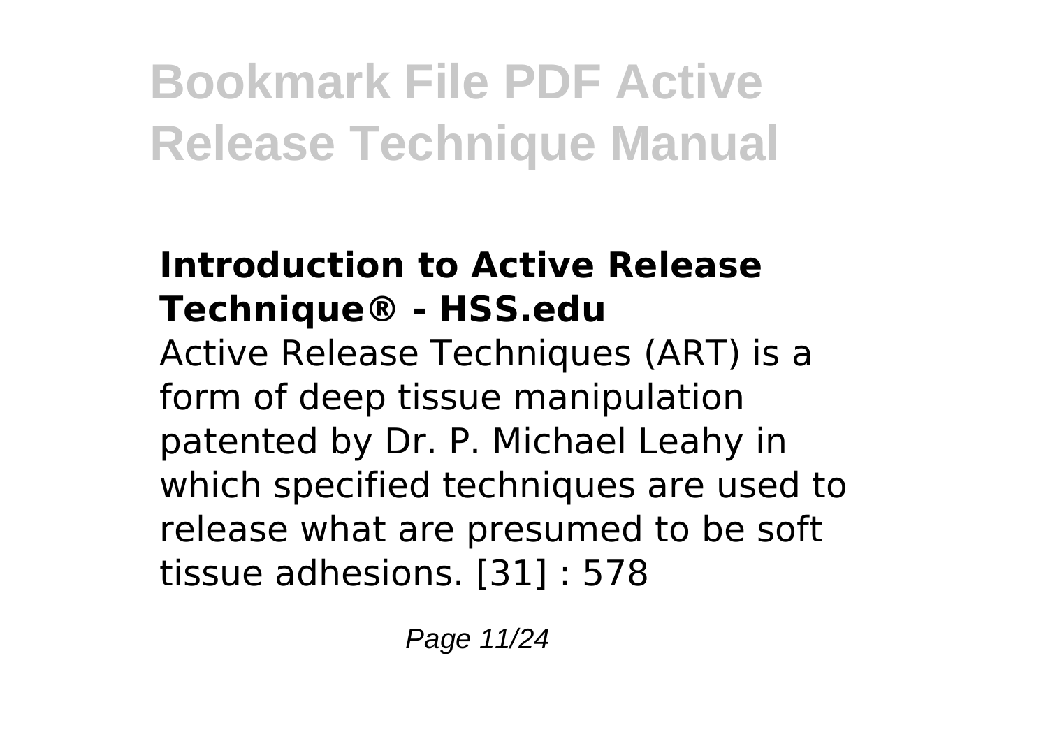### Introduction to Active Release Technique® - HSS.edu

Active Release Techniques (ART) is a form of deep tissue manipulation patented by Dr. P. Michael Leahy in which specified techniques are used to release what are presumed to be soft tissue adhesions. [31] : 578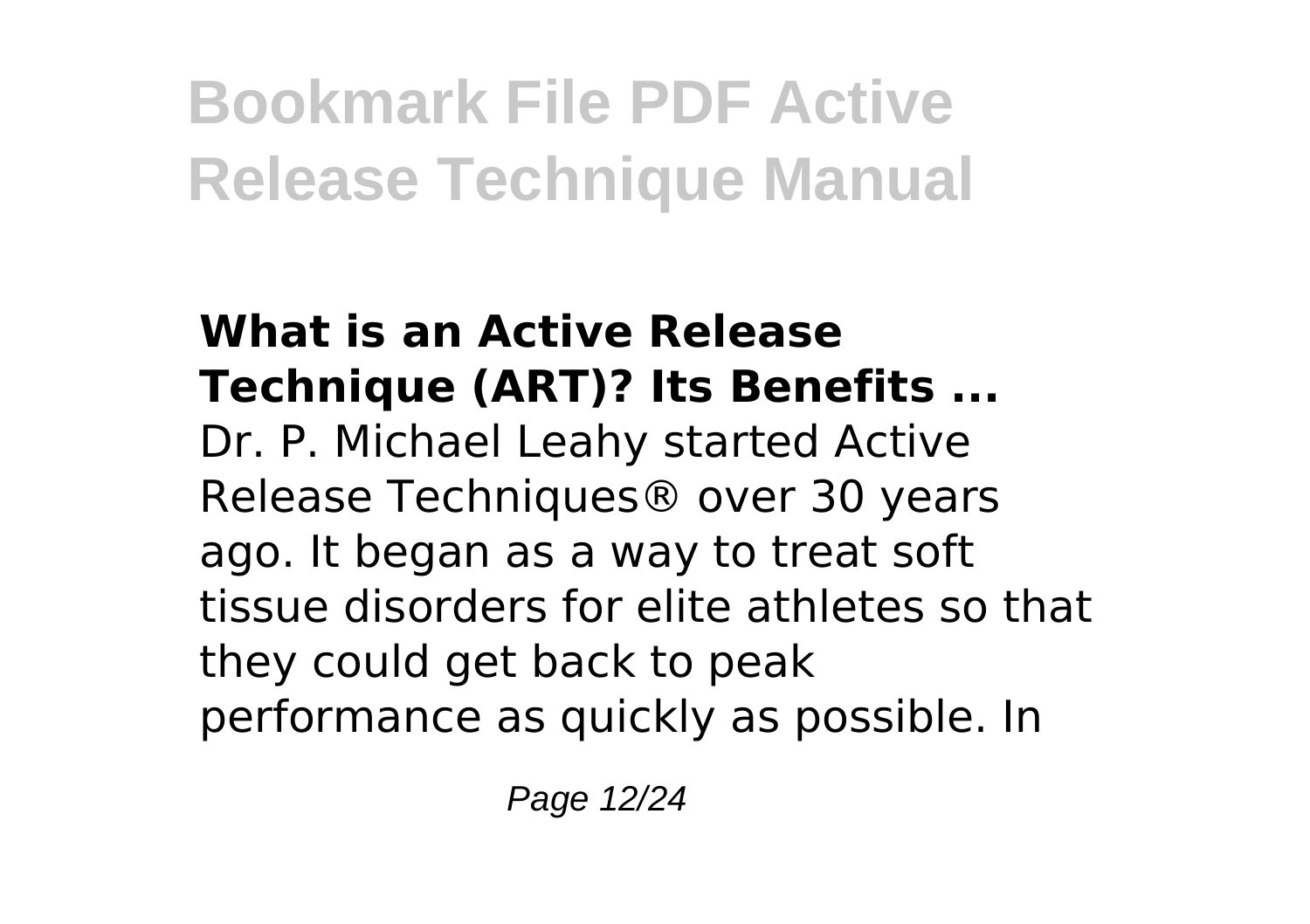### What is an Active Release Technique (ART)? Its Benefits ...

Dr. P. Michael Leahy started Active Release Techniques® over 30 years ago. It began as a way to treat soft tissue disorders for elite athletes so that they could get back to peak performance as quickly as possible. In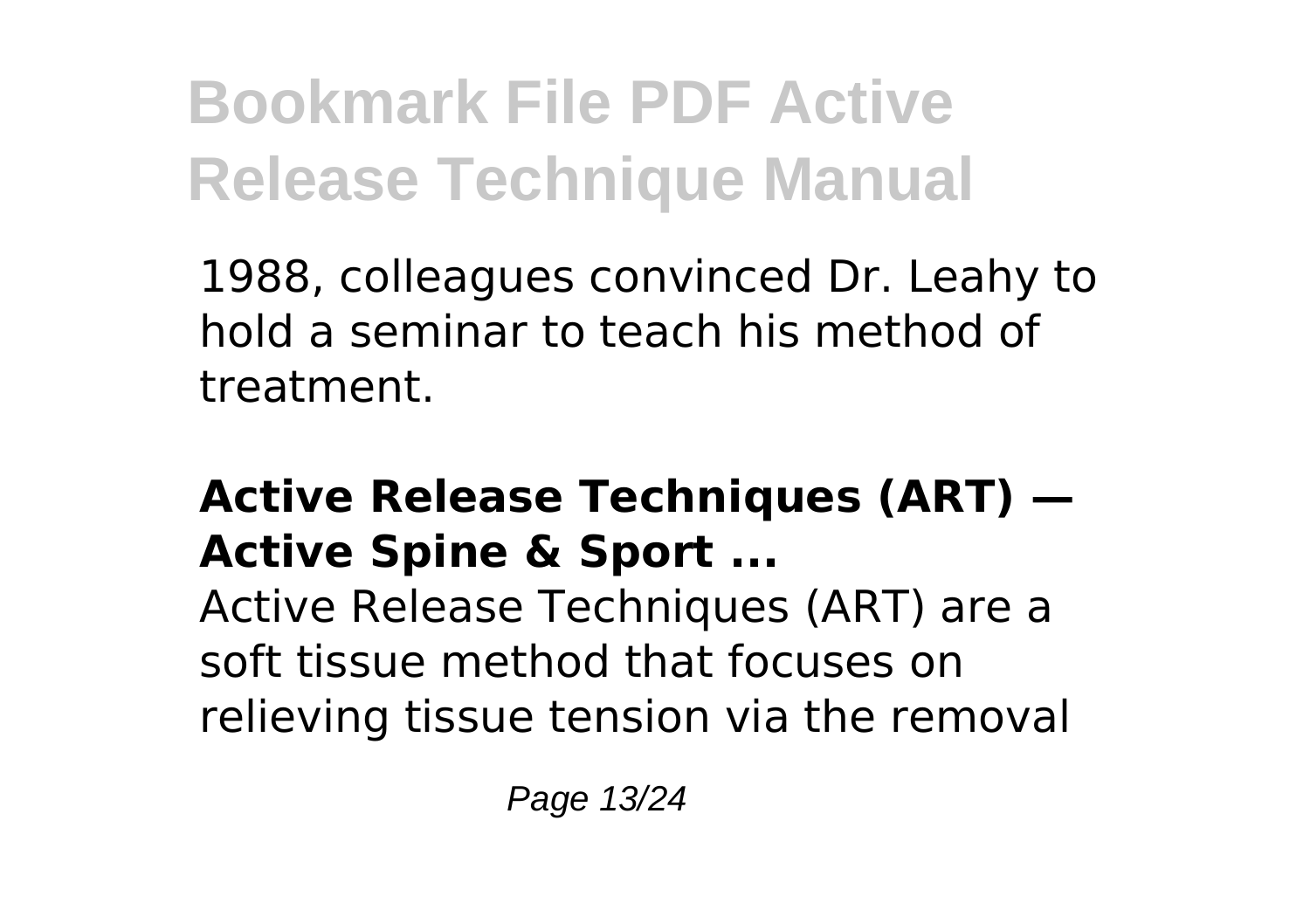1988, colleagues convinced Dr. Leahy to hold a seminar to teach his method of treatment.

### **Active Release Techniques (ART) — Active Spine & Sport ...**

Active Release Techniques (ART) are a soft tissue method that focuses on relieving tissue tension via the removal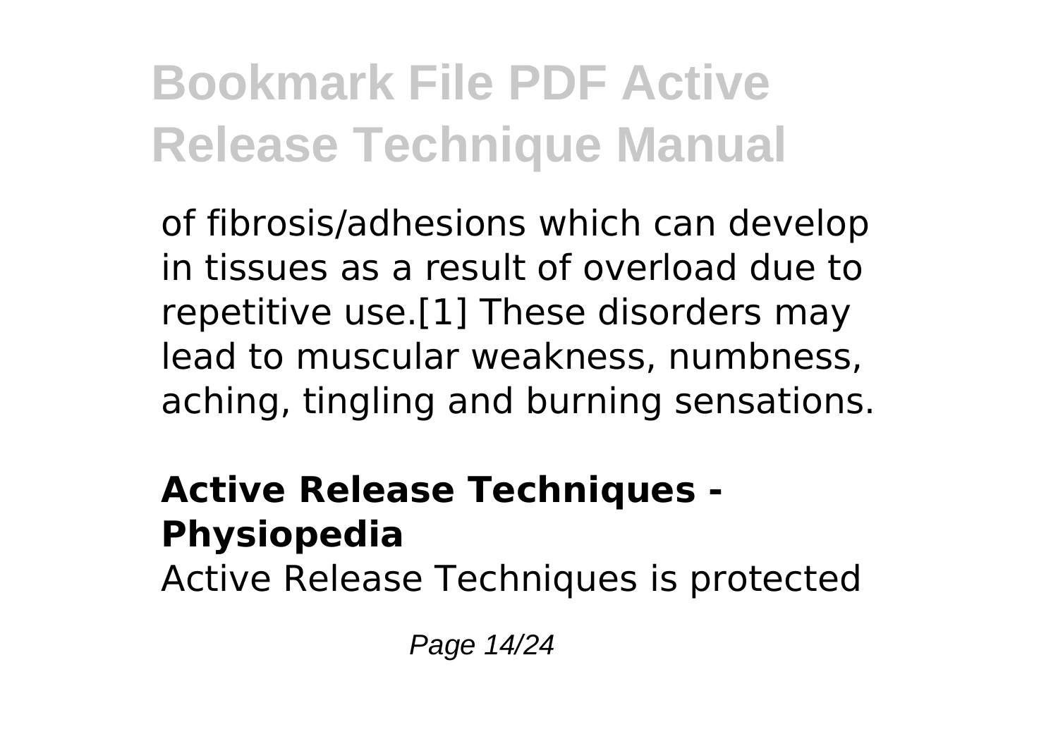of fibrosis/adhesions which can develop in tissues as a result of overload due to repetitive use.[1] These disorders may lead to muscular weakness, numbness, aching, tingling and burning sensations.

## Active Release Techniques - Physiopedia

Active Release Techniques is protected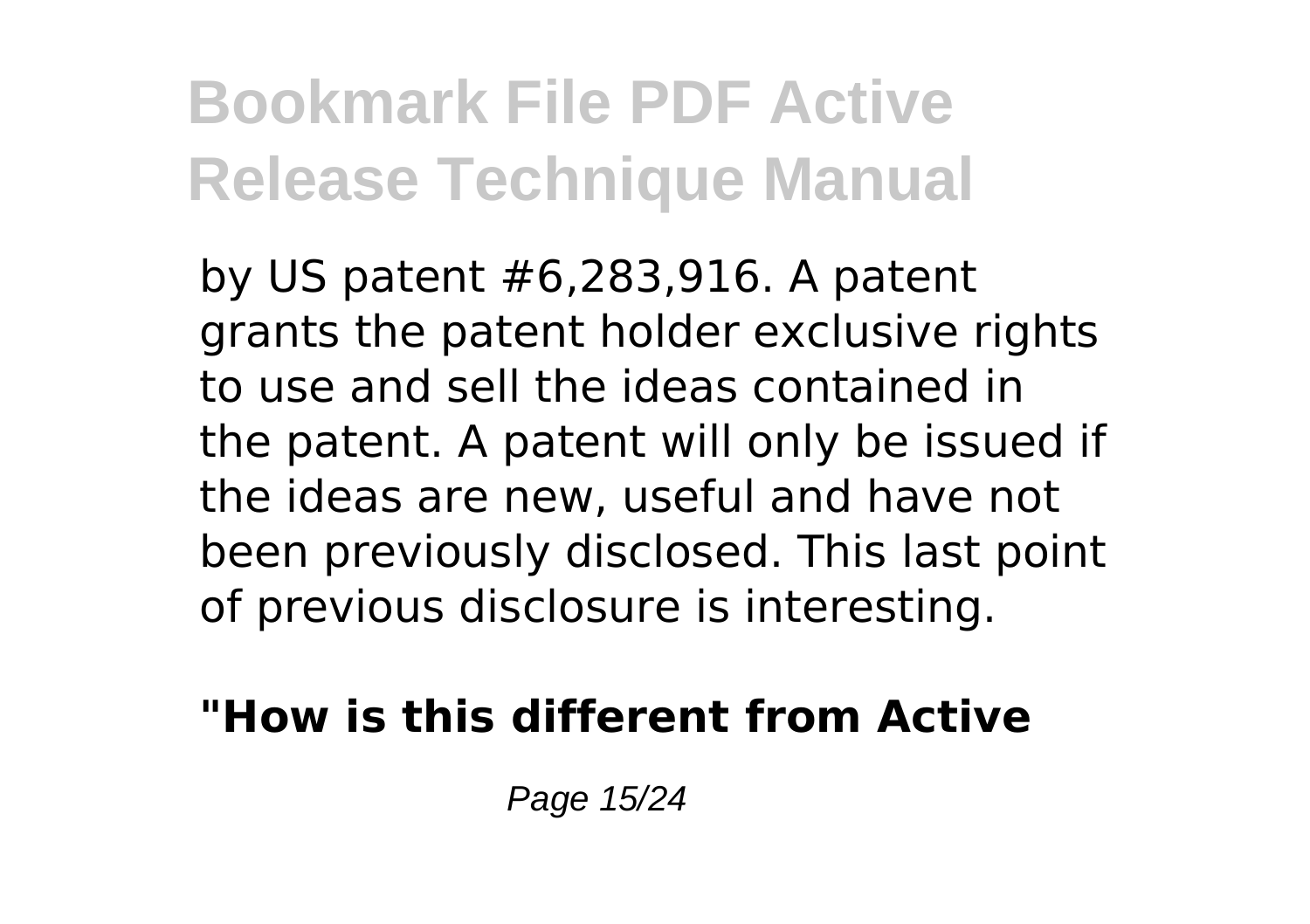by US patent #6,283,916. A patent grants the patent holder exclusive rights to use and sell the ideas contained in the patent. A patent will only be issued if the ideas are new, useful and have not been previously disclosed. This last point of previous disclosure is interesting.

**"How is this different from Active**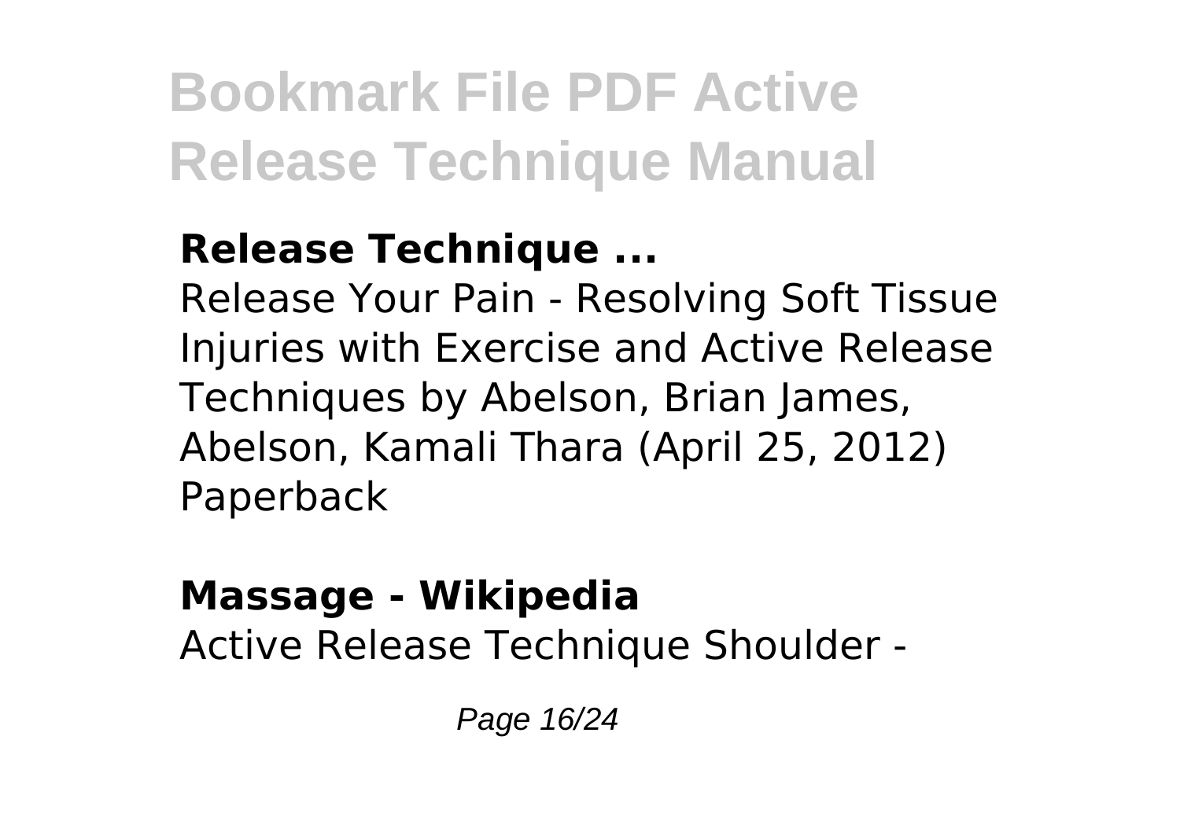**Release Technique ...**

Release Your Pain - Resolving Soft Tissue Injuries with Exercise and Active Release Techniques by Abelson, Brian James, Abelson, Kamali Thara (April 25, 2012) Paperback

**Massage - Wikipedia**

Active Release Technique Shoulder -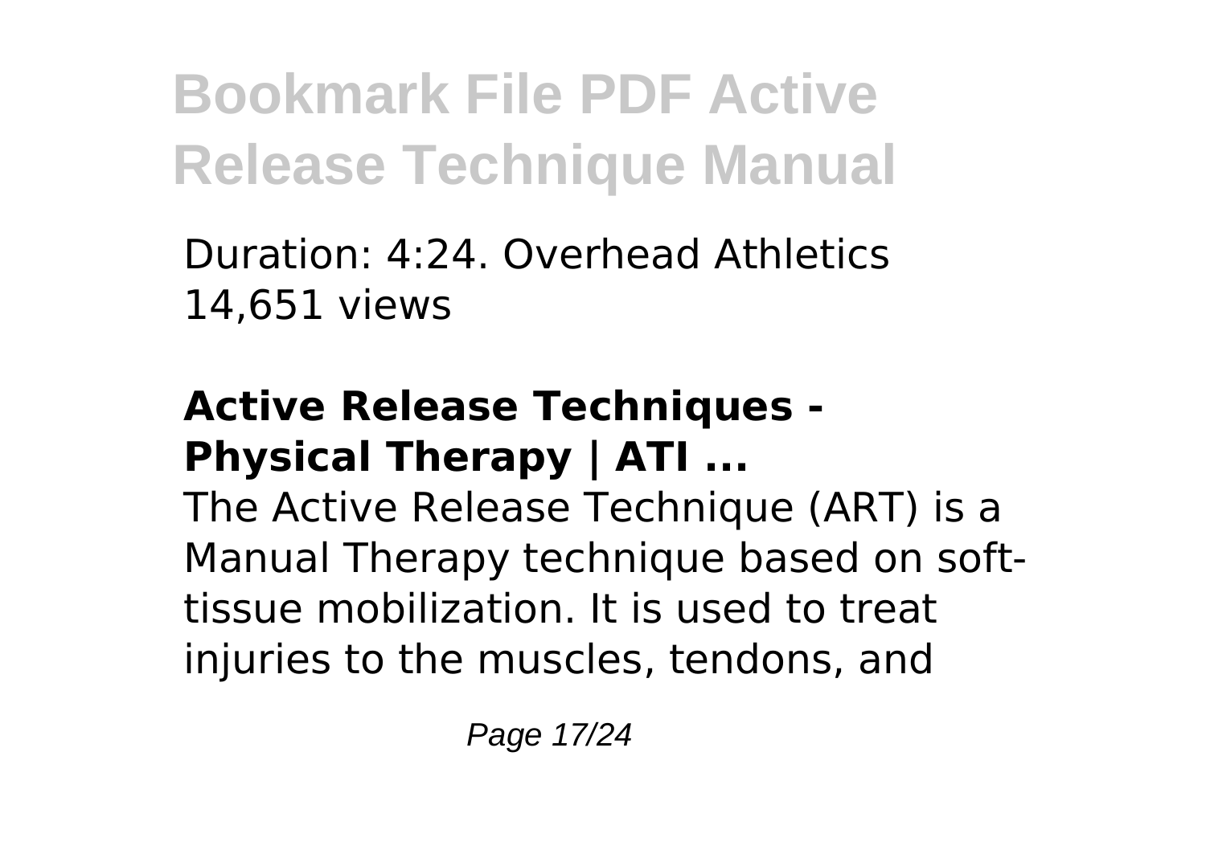Duration: 4:24. Overhead Athletics
14,651 views

**Active Release Techniques - Physical Therapy | ATI ...**

The Active Release Technique (ART) is a Manual Therapy technique based on soft-tissue mobilization. It is used to treat injuries to the muscles, tendons, and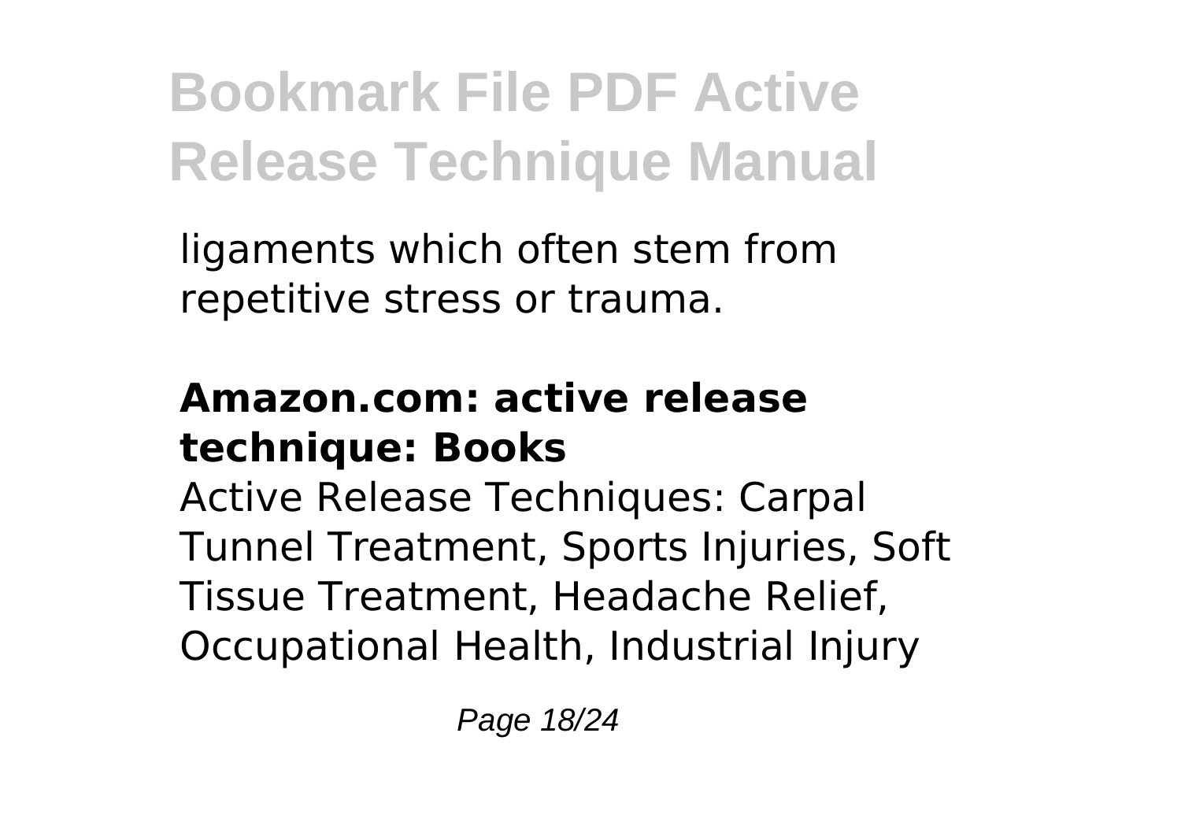ligaments which often stem from repetitive stress or trauma.

**Amazon.com: active release technique: Books**

Active Release Techniques: Carpal Tunnel Treatment, Sports Injuries, Soft Tissue Treatment, Headache Relief, Occupational Health, Industrial Injury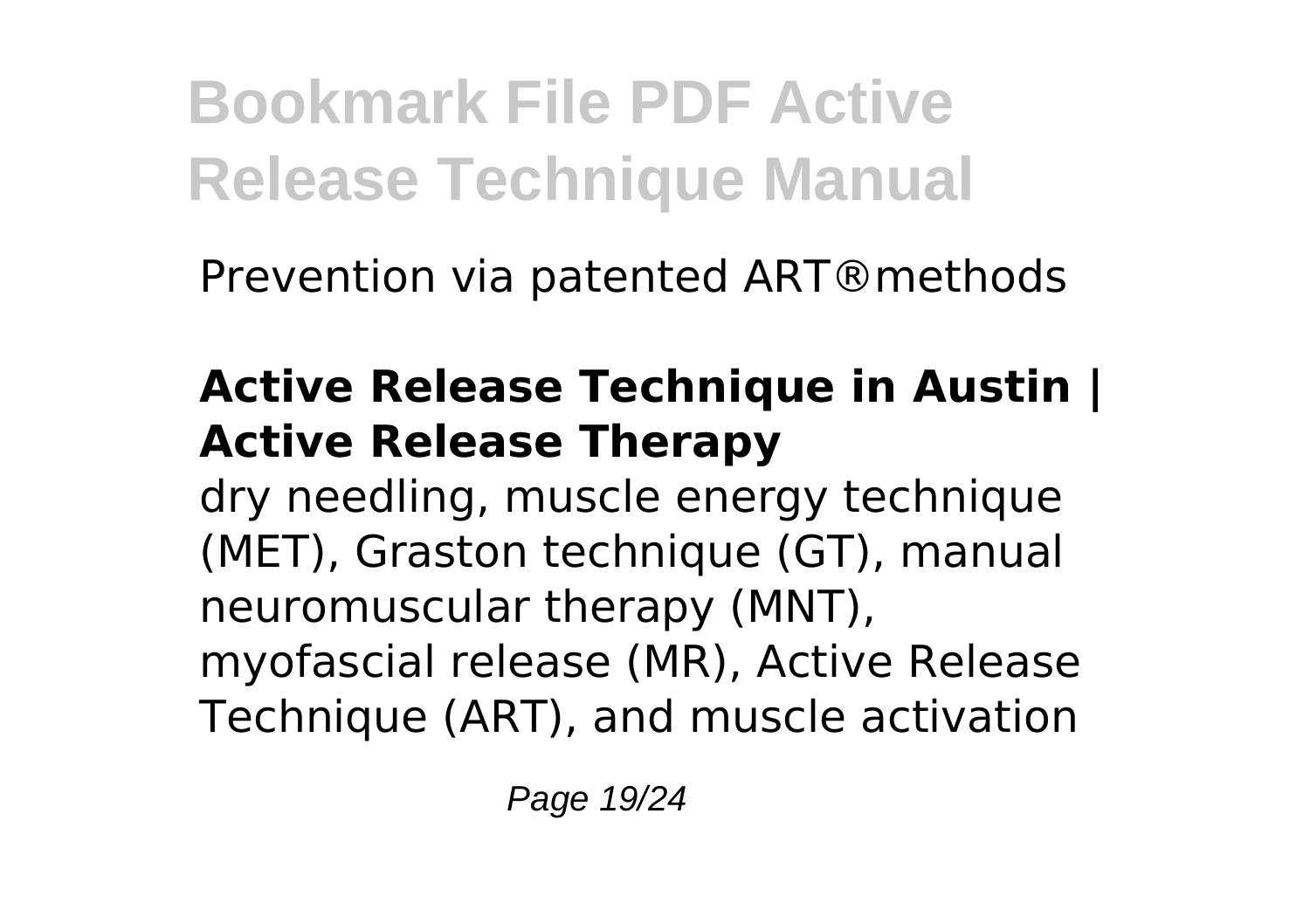Prevention via patented ART®methods

## Active Release Technique in Austin | Active Release Therapy

dry needling, muscle energy technique (MET), Graston technique (GT), manual neuromuscular therapy (MNT), myofascial release (MR), Active Release Technique (ART), and muscle activation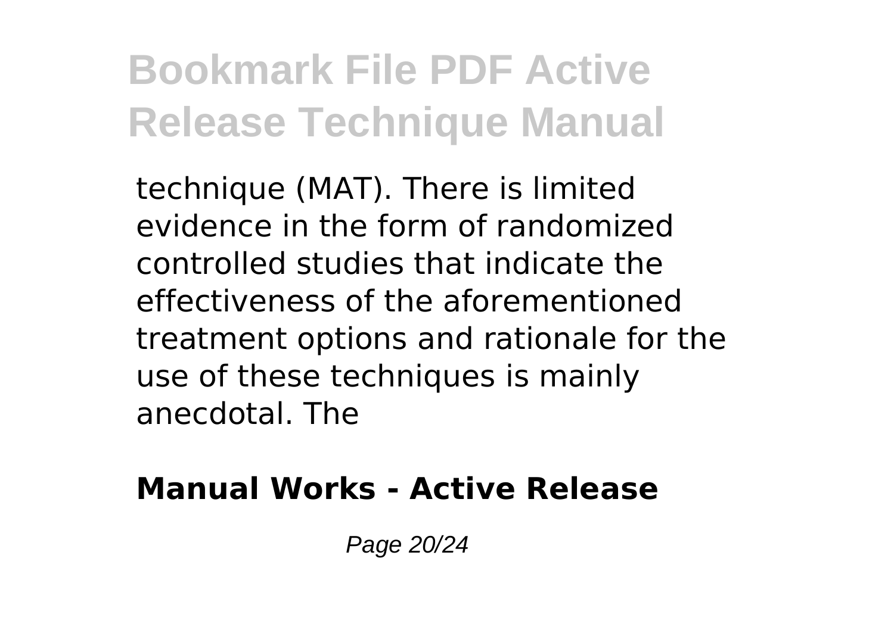technique (MAT). There is limited evidence in the form of randomized controlled studies that indicate the effectiveness of the aforementioned treatment options and rationale for the use of these techniques is mainly anecdotal. The

**Manual Works - Active Release**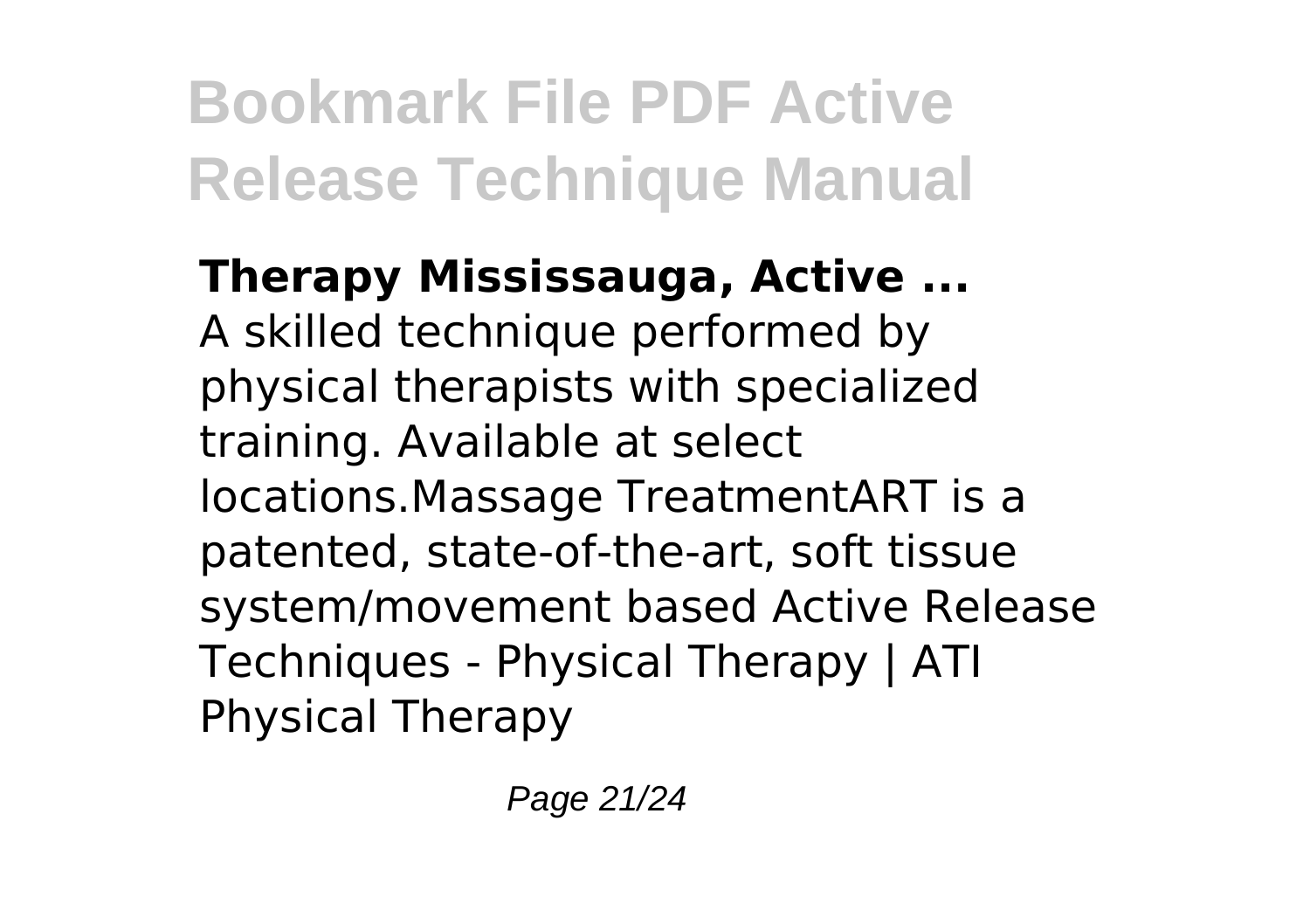**Therapy Mississauga, Active ...**

A skilled technique performed by physical therapists with specialized training. Available at select locations.Massage TreatmentART is a patented, state-of-the-art, soft tissue system/movement based Active Release Techniques - Physical Therapy | ATI Physical Therapy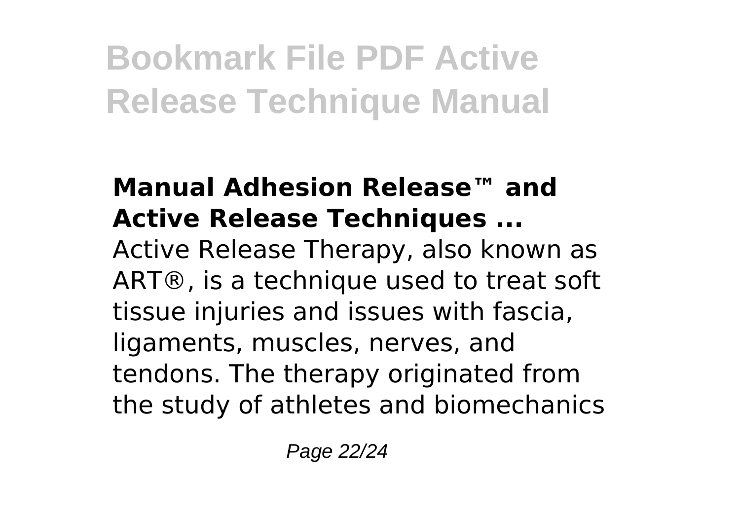**Manual Adhesion Release™ and Active Release Techniques ...**

Active Release Therapy, also known as ART®, is a technique used to treat soft tissue injuries and issues with fascia, ligaments, muscles, nerves, and tendons. The therapy originated from the study of athletes and biomechanics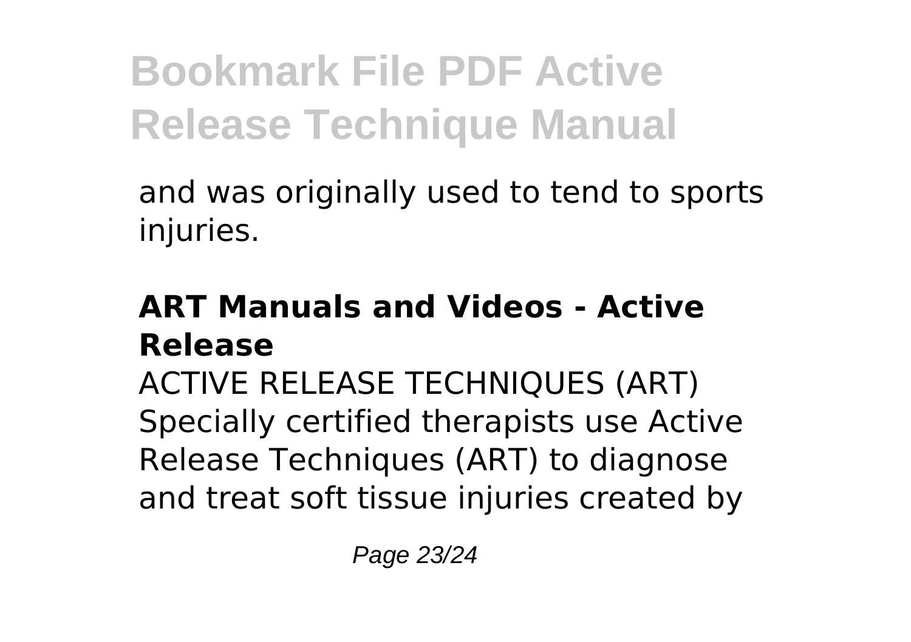and was originally used to tend to sports injuries.

## ART Manuals and Videos - Active Release

ACTIVE RELEASE TECHNIQUES (ART) Specially certified therapists use Active Release Techniques (ART) to diagnose and treat soft tissue injuries created by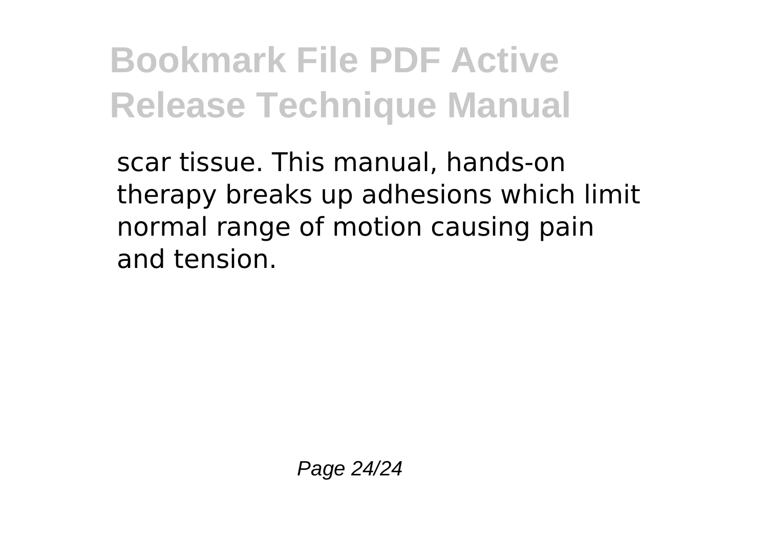scar tissue. This manual, hands-on therapy breaks up adhesions which limit normal range of motion causing pain and tension.